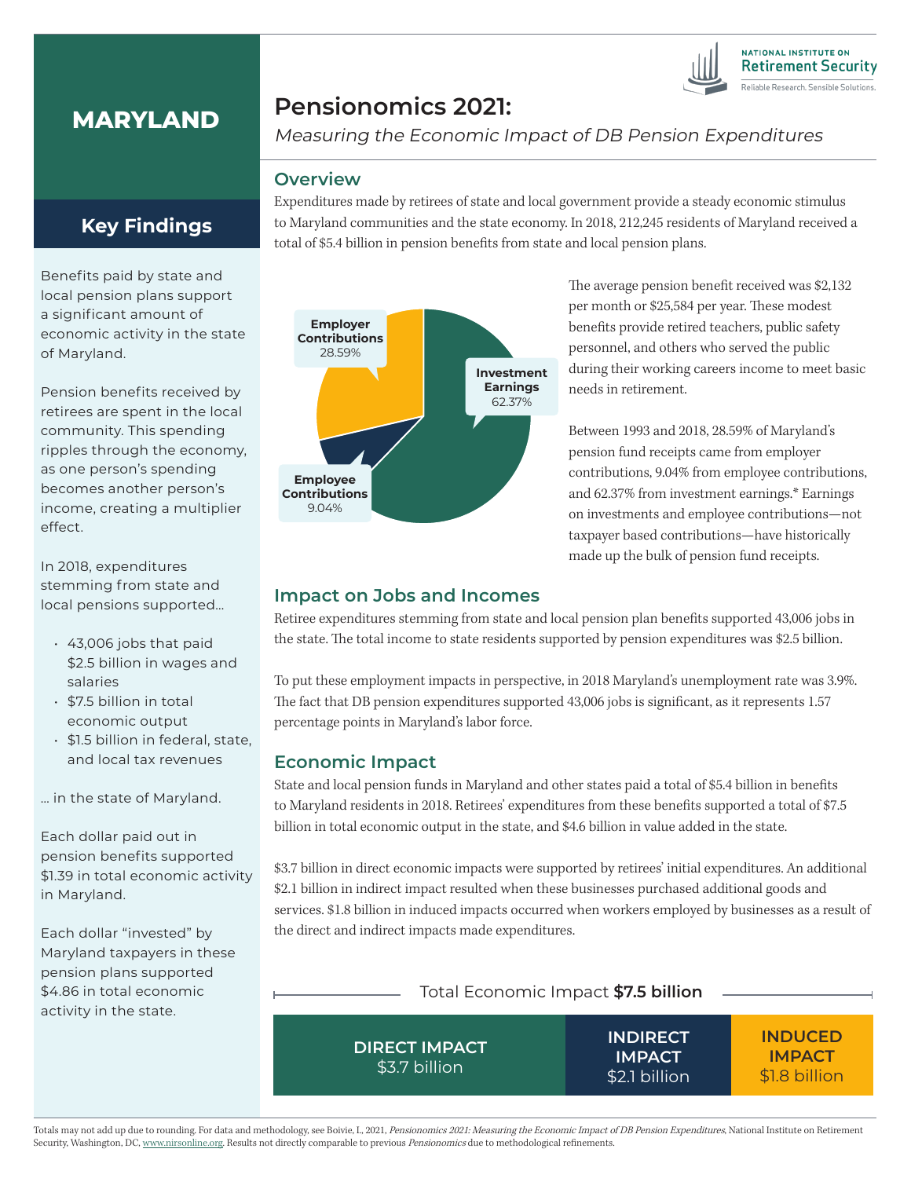# MARYLAND

## Key Findings

Benefits paid by state and local pension plans support a significant amount of economic activity in the state of Maryland.

Pension benefits received by retirees are spent in the local community. This spending ripples through the economy, as one person's spending becomes another person's income, creating a multiplier effect.

In 2018, expenditures stemming from state and local pensions supported...

- 43,006 jobs that paid $2.5 billion in wages and salaries
- $7.5 billion in total economic output
- $1.5 billion in federal, state, and local tax revenues

... in the state of Maryland.

Each dollar paid out in pension benefits supported $1.39 in total economic activity in Maryland.

Each dollar "invested" by Maryland taxpayers in these pension plans supported $4.86 in total economic activity in the state.

NATIONAL INSTITUTE ON **Retirement Security**
Reliable Research. Sensible Solutions.

# Pensionomics 2021:

*Measuring the Economic Impact of DB Pension Expenditures*

## Overview

Expenditures made by retirees of state and local government provide a steady economic stimulus to Maryland communities and the state economy. In 2018, 212,245 residents of Maryland received a total of $5.4 billion in pension benefits from state and local pension plans.

**Employer Contributions** 28.59%
**Investment Earnings** 62.37%
**Employee Contributions** 9.04%

The average pension benefit received was $2,132 per month or $25,584 per year. These modest benefits provide retired teachers, public safety personnel, and others who served the public during their working careers income to meet basic needs in retirement.

Between 1993 and 2018, 28.59% of Maryland's pension fund receipts came from employer contributions, 9.04% from employee contributions, and 62.37% from investment earnings.* Earnings on investments and employee contributions—not taxpayer based contributions—have historically made up the bulk of pension fund receipts.

## Impact on Jobs and Incomes

Retiree expenditures stemming from state and local pension plan benefits supported 43,006 jobs in the state. The total income to state residents supported by pension expenditures was $2.5 billion.

To put these employment impacts in perspective, in 2018 Maryland's unemployment rate was 3.9%. The fact that DB pension expenditures supported 43,006 jobs is significant, as it represents 1.57 percentage points in Maryland's labor force.

## Economic Impact

State and local pension funds in Maryland and other states paid a total of $5.4 billion in benefits to Maryland residents in 2018. Retirees' expenditures from these benefits supported a total of $7.5 billion in total economic output in the state, and $4.6 billion in value added in the state.

$3.7 billion in direct economic impacts were supported by retirees' initial expenditures. An additional $2.1 billion in indirect impact resulted when these businesses purchased additional goods and services. $1.8 billion in induced impacts occurred when workers employed by businesses as a result of the direct and indirect impacts made expenditures.

Total Economic Impact **$7.5 billion**

| DIRECT IMPACT | INDIRECT IMPACT | INDUCED IMPACT |
|---|---|---|
| $3.7 billion | $2.1 billion | $1.8 billion |

Totals may not add up due to rounding. For data and methodology, see Boivie, I., 2021, *Pensionomics 2021: Measuring the Economic Impact of DB Pension Expenditures*, National Institute on Retirement Security, Washington, DC, www.nirsonline.org. Results not directly comparable to previous *Pensionomics* due to methodological refinements.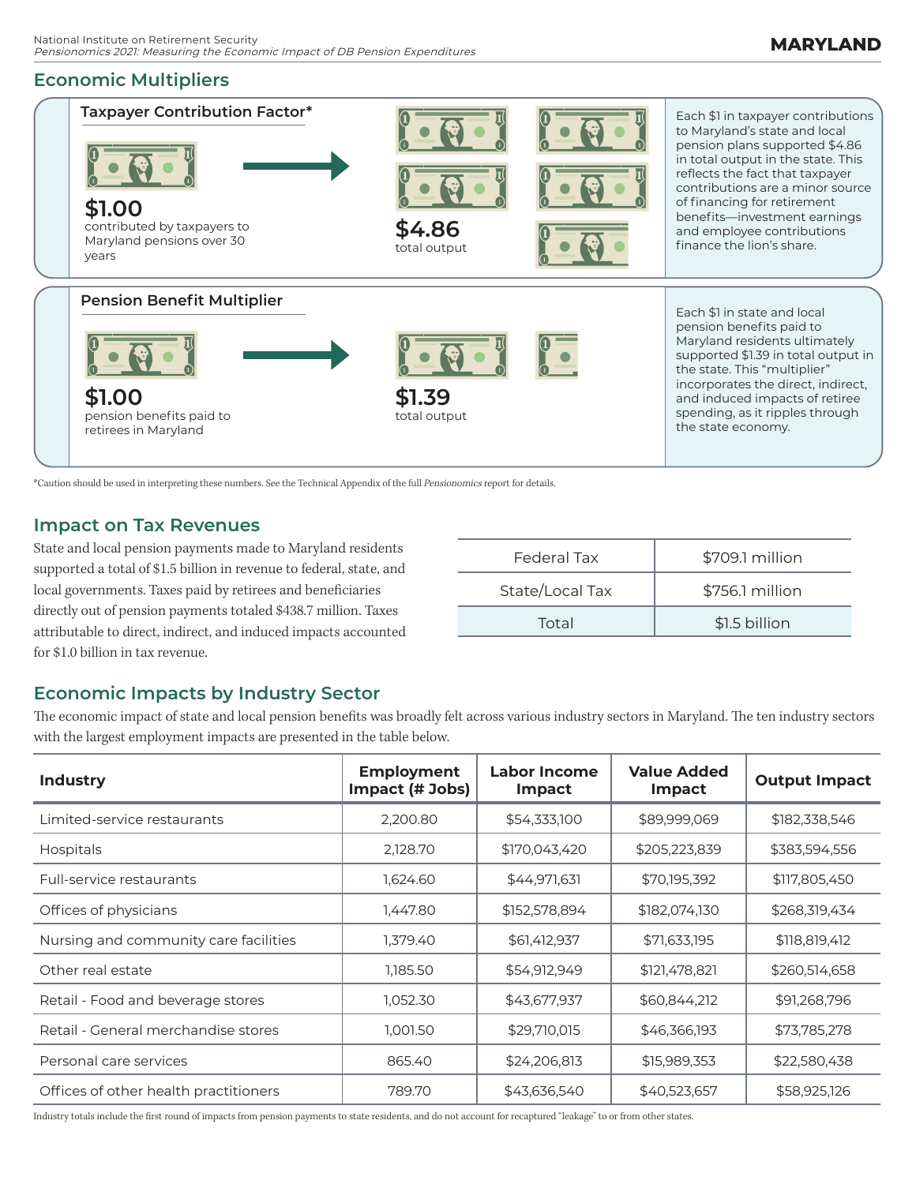MARYLAND

## Economic Multipliers

### Taxpayer Contribution Factor*

**$1.00**
contributed by taxpayers to Maryland pensions over 30 years

**$4.86**
total output

Each $1 in taxpayer contributions to Maryland's state and local pension plans supported $4.86 in total output in the state. This reflects the fact that taxpayer contributions are a minor source of financing for retirement benefits—investment earnings and employee contributions finance the lion's share.

### Pension Benefit Multiplier

**$1.00**
pension benefits paid to retirees in Maryland

**$1.39**
total output

Each $1 in state and local pension benefits paid to Maryland residents ultimately supported $1.39 in total output in the state. This "multiplier" incorporates the direct, indirect, and induced impacts of retiree spending, as it ripples through the state economy.

*Caution should be used in interpreting these numbers. See the Technical Appendix of the full *Pensionomics* report for details.

## Impact on Tax Revenues

State and local pension payments made to Maryland residents supported a total of $1.5 billion in revenue to federal, state, and local governments. Taxes paid by retirees and beneficiaries directly out of pension payments totaled $438.7 million. Taxes attributable to direct, indirect, and induced impacts accounted for $1.0 billion in tax revenue.

| | |
|---|---|
| Federal Tax | $709.1 million |
| State/Local Tax | $756.1 million |
| Total | $1.5 billion |

## Economic Impacts by Industry Sector

The economic impact of state and local pension benefits was broadly felt across various industry sectors in Maryland. The ten industry sectors with the largest employment impacts are presented in the table below.

| Industry | Employment Impact (# Jobs) | Labor Income Impact | Value Added Impact | Output Impact |
|---|---|---|---|---|
| Limited-service restaurants | 2,200.80 | $54,333,100 | $89,999,069 | $182,338,546 |
| Hospitals | 2,128.70 | $170,043,420 | $205,223,839 | $383,594,556 |
| Full-service restaurants | 1,624.60 | $44,971,631 | $70,195,392 | $117,805,450 |
| Offices of physicians | 1,447.80 | $152,578,894 | $182,074,130 | $268,319,434 |
| Nursing and community care facilities | 1,379.40 | $61,412,937 | $71,633,195 | $118,819,412 |
| Other real estate | 1,185.50 | $54,912,949 | $121,478,821 | $260,514,658 |
| Retail - Food and beverage stores | 1,052.30 | $43,677,937 | $60,844,212 | $91,268,796 |
| Retail - General merchandise stores | 1,001.50 | $29,710,015 | $46,366,193 | $73,785,278 |
| Personal care services | 865.40 | $24,206,813 | $15,989,353 | $22,580,438 |
| Offices of other health practitioners | 789.70 | $43,636,540 | $40,523,657 | $58,925,126 |

Industry totals include the first round of impacts from pension payments to state residents, and do not account for recaptured "leakage" to or from other states.